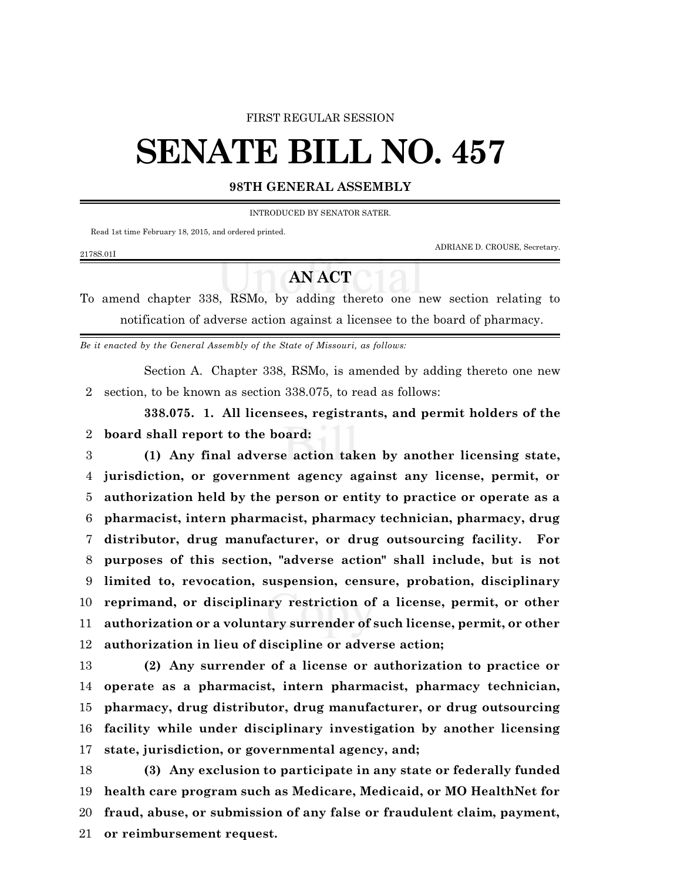FIRST REGULAR SESSION

# SENATE BILL NO. 457

**98TH GENERAL ASSEMBLY**

INTRODUCED BY SENATOR SATER.

Read 1st time February 18, 2015, and ordered printed.

ADRIANE D. CROUSE, Secretary.

2178S.01I

## AN ACT

To amend chapter 338, RSMo, by adding thereto one new section relating to notification of adverse action against a licensee to the board of pharmacy.

*Be it enacted by the General Assembly of the State of Missouri, as follows:*

Section A. Chapter 338, RSMo, is amended by adding thereto one new section, to be known as section 338.075, to read as follows:

**338.075. 1. All licensees, registrants, and permit holders of the board shall report to the board:**

**(1) Any final adverse action taken by another licensing state, jurisdiction, or government agency against any license, permit, or authorization held by the person or entity to practice or operate as a pharmacist, intern pharmacist, pharmacy technician, pharmacy, drug distributor, drug manufacturer, or drug outsourcing facility. For purposes of this section, "adverse action" shall include, but is not limited to, revocation, suspension, censure, probation, disciplinary reprimand, or disciplinary restriction of a license, permit, or other authorization or a voluntary surrender of such license, permit, or other authorization in lieu of discipline or adverse action;**

**(2) Any surrender of a license or authorization to practice or operate as a pharmacist, intern pharmacist, pharmacy technician, pharmacy, drug distributor, drug manufacturer, or drug outsourcing facility while under disciplinary investigation by another licensing state, jurisdiction, or governmental agency, and;**

**(3) Any exclusion to participate in any state or federally funded health care program such as Medicare, Medicaid, or MO HealthNet for fraud, abuse, or submission of any false or fraudulent claim, payment, or reimbursement request.**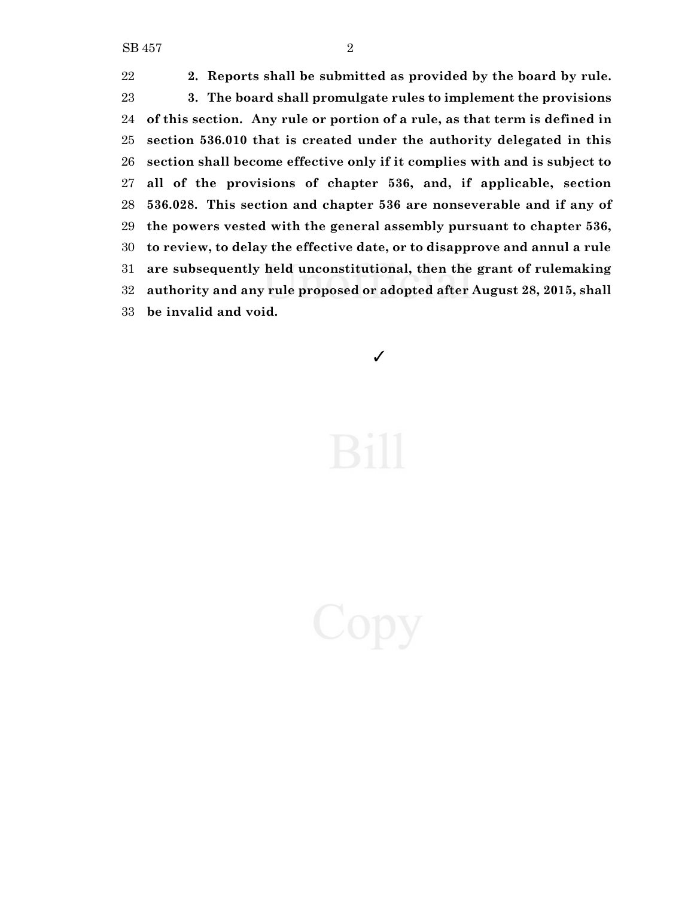**2. Reports shall be submitted as provided by the board by rule.**

**3. The board shall promulgate rules to implement the provisions of this section. Any rule or portion of a rule, as that term is defined in section 536.010 that is created under the authority delegated in this section shall become effective only if it complies with and is subject to all of the provisions of chapter 536, and, if applicable, section 536.028. This section and chapter 536 are nonseverable and if any of the powers vested with the general assembly pursuant to chapter 536, to review, to delay the effective date, or to disapprove and annul a rule are subsequently held unconstitutional, then the grant of rulemaking authority and any rule proposed or adopted after August 28, 2015, shall be invalid and void.**

✓